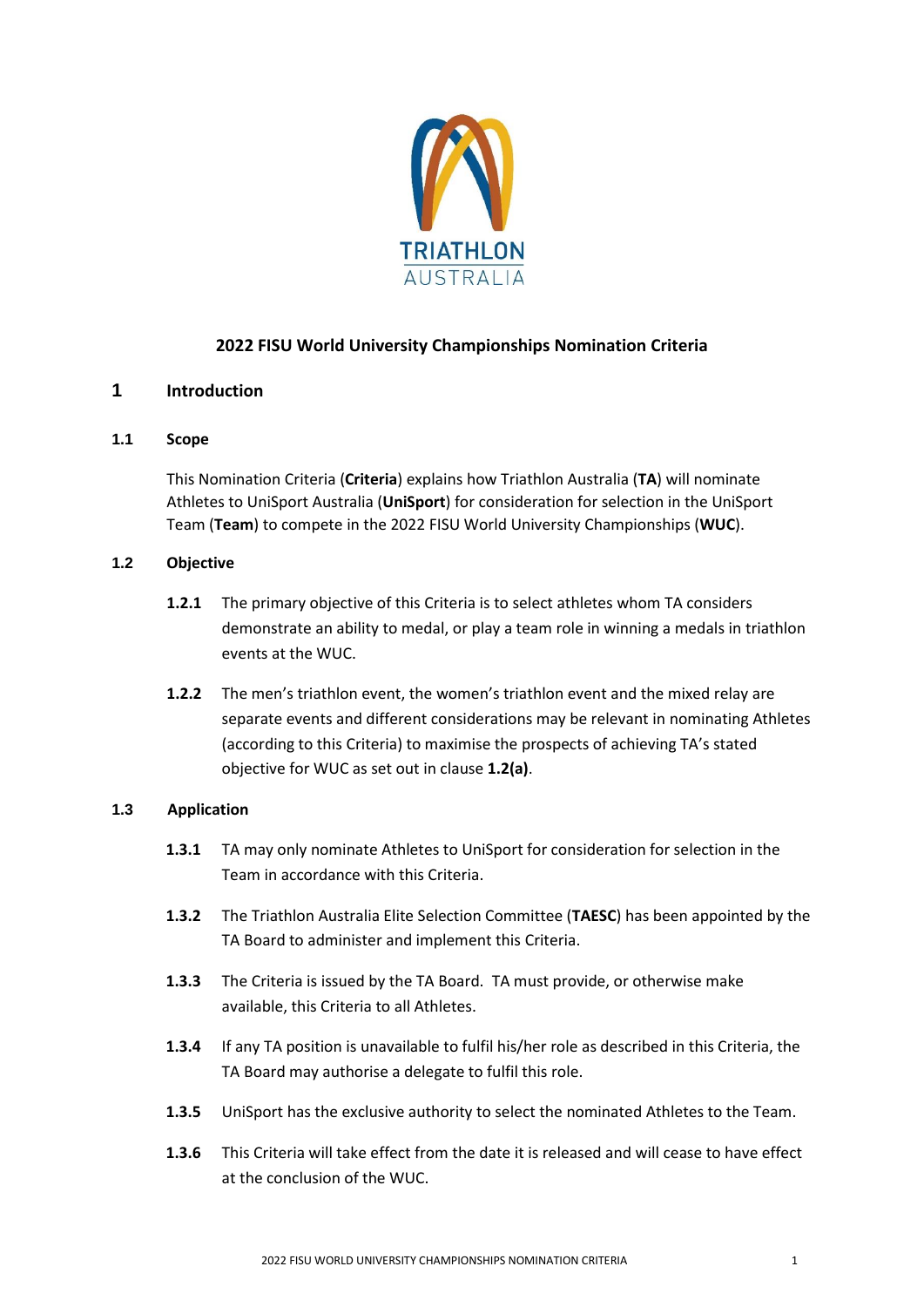TRIATHLON AUSTRALIA

# 2022 FISU World University Championships Nomination Criteria

## 1 Introduction

### 1.1 Scope

This Nomination Criteria (**Criteria**) explains how Triathlon Australia (**TA**) will nominate Athletes to UniSport Australia (**UniSport**) for consideration for selection in the UniSport Team (**Team**) to compete in the 2022 FISU World University Championships (**WUC**).

### 1.2 Objective

**1.2.1** The primary objective of this Criteria is to select athletes whom TA considers demonstrate an ability to medal, or play a team role in winning a medals in triathlon events at the WUC.

**1.2.2** The men's triathlon event, the women's triathlon event and the mixed relay are separate events and different considerations may be relevant in nominating Athletes (according to this Criteria) to maximise the prospects of achieving TA's stated objective for WUC as set out in clause **1.2(a)**.

### 1.3 Application

**1.3.1** TA may only nominate Athletes to UniSport for consideration for selection in the Team in accordance with this Criteria.

**1.3.2** The Triathlon Australia Elite Selection Committee (**TAESC**) has been appointed by the TA Board to administer and implement this Criteria.

**1.3.3** The Criteria is issued by the TA Board. TA must provide, or otherwise make available, this Criteria to all Athletes.

**1.3.4** If any TA position is unavailable to fulfil his/her role as described in this Criteria, the TA Board may authorise a delegate to fulfil this role.

**1.3.5** UniSport has the exclusive authority to select the nominated Athletes to the Team.

**1.3.6** This Criteria will take effect from the date it is released and will cease to have effect at the conclusion of the WUC.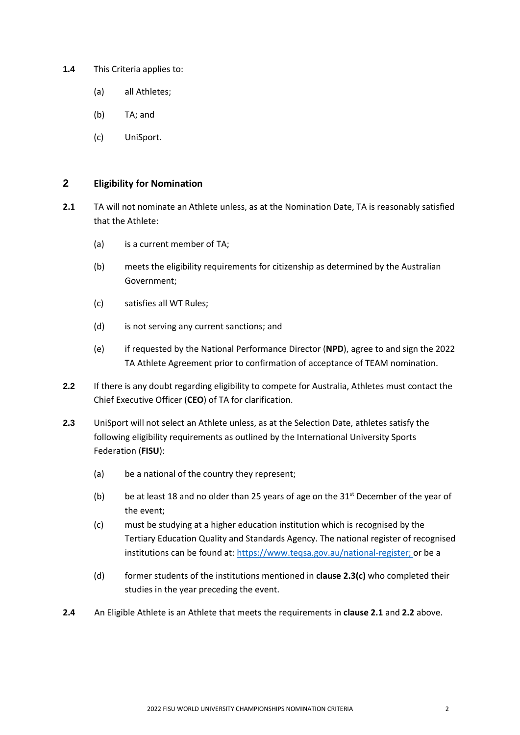**1.4** This Criteria applies to:

(a) all Athletes;

(b) TA; and

(c) UniSport.

## 2 Eligibility for Nomination

**2.1** TA will not nominate an Athlete unless, as at the Nomination Date, TA is reasonably satisfied that the Athlete:

(a) is a current member of TA;

(b) meets the eligibility requirements for citizenship as determined by the Australian Government;

(c) satisfies all WT Rules;

(d) is not serving any current sanctions; and

(e) if requested by the National Performance Director (**NPD**), agree to and sign the 2022 TA Athlete Agreement prior to confirmation of acceptance of TEAM nomination.

**2.2** If there is any doubt regarding eligibility to compete for Australia, Athletes must contact the Chief Executive Officer (**CEO**) of TA for clarification.

**2.3** UniSport will not select an Athlete unless, as at the Selection Date, athletes satisfy the following eligibility requirements as outlined by the International University Sports Federation (**FISU**):

(a) be a national of the country they represent;

(b) be at least 18 and no older than 25 years of age on the 31st December of the year of the event;

(c) must be studying at a higher education institution which is recognised by the Tertiary Education Quality and Standards Agency. The national register of recognised institutions can be found at: https://www.teqsa.gov.au/national-register; or be a

(d) former students of the institutions mentioned in **clause 2.3(c)** who completed their studies in the year preceding the event.

**2.4** An Eligible Athlete is an Athlete that meets the requirements in **clause 2.1** and **2.2** above.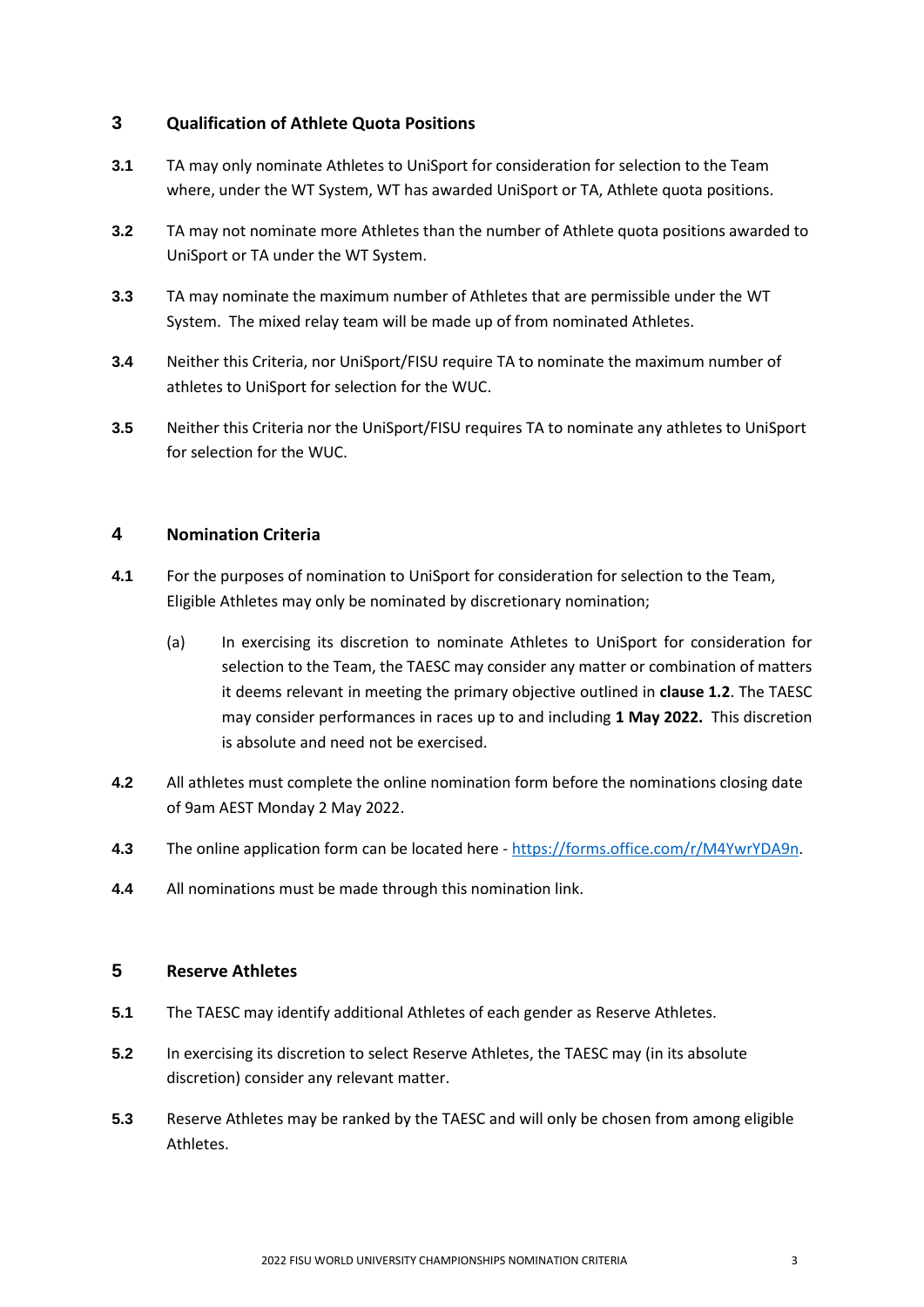## 3 Qualification of Athlete Quota Positions

**3.1** TA may only nominate Athletes to UniSport for consideration for selection to the Team where, under the WT System, WT has awarded UniSport or TA, Athlete quota positions.

**3.2** TA may not nominate more Athletes than the number of Athlete quota positions awarded to UniSport or TA under the WT System.

**3.3** TA may nominate the maximum number of Athletes that are permissible under the WT System. The mixed relay team will be made up of from nominated Athletes.

**3.4** Neither this Criteria, nor UniSport/FISU require TA to nominate the maximum number of athletes to UniSport for selection for the WUC.

**3.5** Neither this Criteria nor the UniSport/FISU requires TA to nominate any athletes to UniSport for selection for the WUC.

## 4 Nomination Criteria

**4.1** For the purposes of nomination to UniSport for consideration for selection to the Team, Eligible Athletes may only be nominated by discretionary nomination;

(a) In exercising its discretion to nominate Athletes to UniSport for consideration for selection to the Team, the TAESC may consider any matter or combination of matters it deems relevant in meeting the primary objective outlined in **clause 1.2**. The TAESC may consider performances in races up to and including **1 May 2022.** This discretion is absolute and need not be exercised.

**4.2** All athletes must complete the online nomination form before the nominations closing date of 9am AEST Monday 2 May 2022.

**4.3** The online application form can be located here - [https://forms.office.com/r/M4YwrYDA9n](https://forms.office.com/r/M4YwrYDA9n).

**4.4** All nominations must be made through this nomination link.

## 5 Reserve Athletes

**5.1** The TAESC may identify additional Athletes of each gender as Reserve Athletes.

**5.2** In exercising its discretion to select Reserve Athletes, the TAESC may (in its absolute discretion) consider any relevant matter.

**5.3** Reserve Athletes may be ranked by the TAESC and will only be chosen from among eligible Athletes.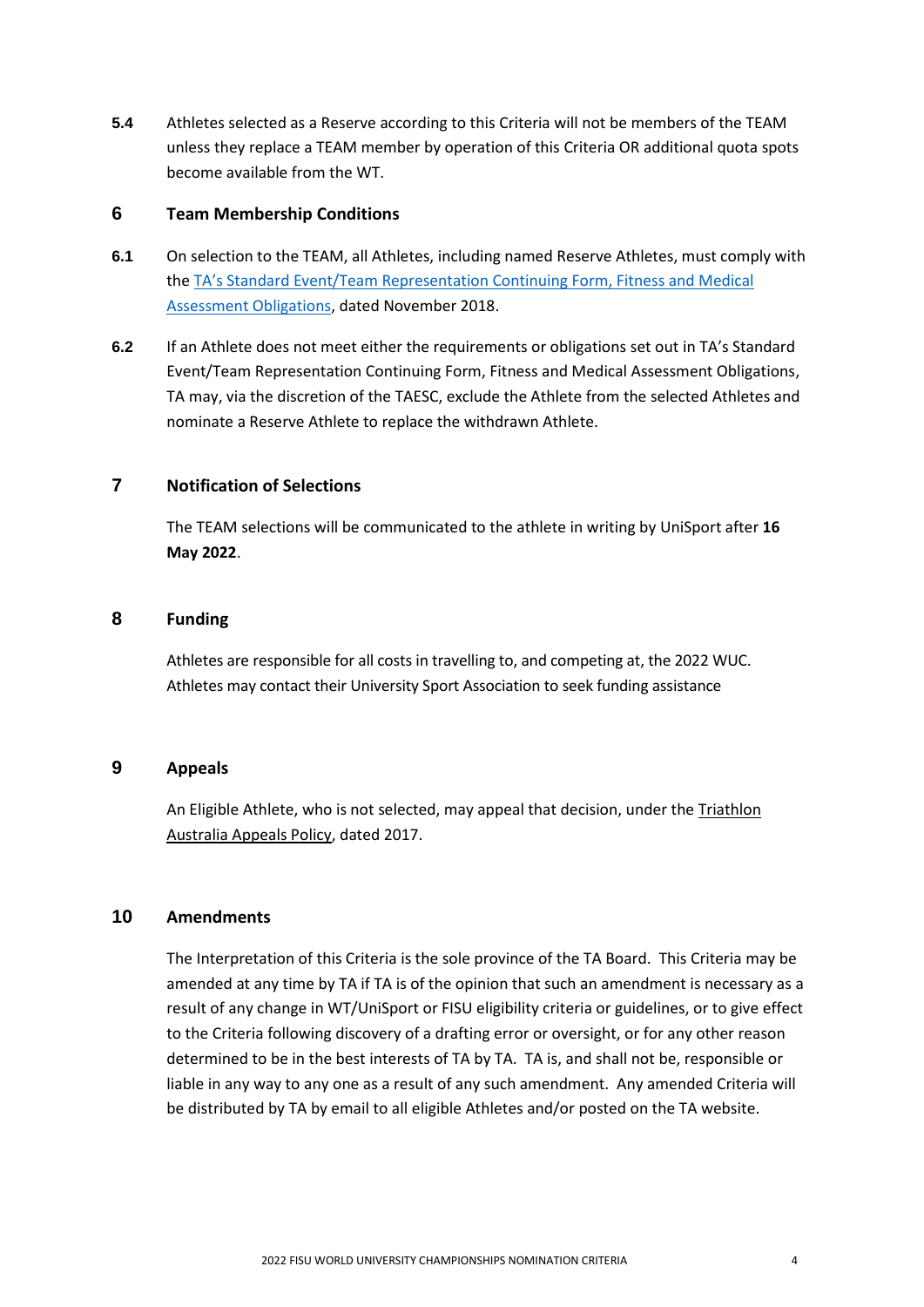**5.4** Athletes selected as a Reserve according to this Criteria will not be members of the TEAM unless they replace a TEAM member by operation of this Criteria OR additional quota spots become available from the WT.

## 6 Team Membership Conditions

**6.1** On selection to the TEAM, all Athletes, including named Reserve Athletes, must comply with the TA's Standard Event/Team Representation Continuing Form, Fitness and Medical Assessment Obligations, dated November 2018.

**6.2** If an Athlete does not meet either the requirements or obligations set out in TA's Standard Event/Team Representation Continuing Form, Fitness and Medical Assessment Obligations, TA may, via the discretion of the TAESC, exclude the Athlete from the selected Athletes and nominate a Reserve Athlete to replace the withdrawn Athlete.

## 7 Notification of Selections

The TEAM selections will be communicated to the athlete in writing by UniSport after **16 May 2022**.

## 8 Funding

Athletes are responsible for all costs in travelling to, and competing at, the 2022 WUC. Athletes may contact their University Sport Association to seek funding assistance

## 9 Appeals

An Eligible Athlete, who is not selected, may appeal that decision, under the Triathlon Australia Appeals Policy, dated 2017.

## 10 Amendments

The Interpretation of this Criteria is the sole province of the TA Board. This Criteria may be amended at any time by TA if TA is of the opinion that such an amendment is necessary as a result of any change in WT/UniSport or FISU eligibility criteria or guidelines, or to give effect to the Criteria following discovery of a drafting error or oversight, or for any other reason determined to be in the best interests of TA by TA. TA is, and shall not be, responsible or liable in any way to any one as a result of any such amendment. Any amended Criteria will be distributed by TA by email to all eligible Athletes and/or posted on the TA website.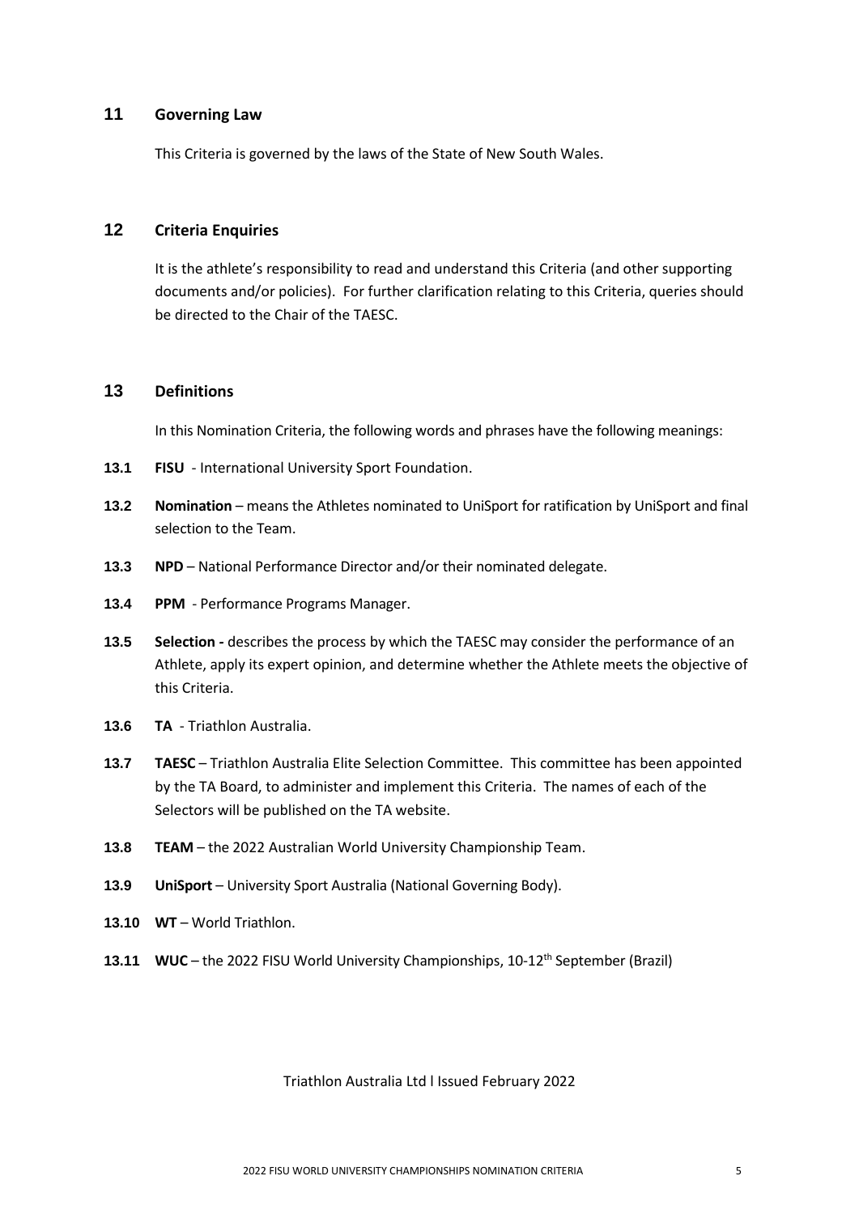## 11 Governing Law

This Criteria is governed by the laws of the State of New South Wales.

## 12 Criteria Enquiries

It is the athlete's responsibility to read and understand this Criteria (and other supporting documents and/or policies). For further clarification relating to this Criteria, queries should be directed to the Chair of the TAESC.

## 13 Definitions

In this Nomination Criteria, the following words and phrases have the following meanings:

**13.1** **FISU** - International University Sport Foundation.

**13.2** **Nomination** – means the Athletes nominated to UniSport for ratification by UniSport and final selection to the Team.

**13.3** **NPD** – National Performance Director and/or their nominated delegate.

**13.4** **PPM** - Performance Programs Manager.

**13.5** **Selection -** describes the process by which the TAESC may consider the performance of an Athlete, apply its expert opinion, and determine whether the Athlete meets the objective of this Criteria.

**13.6** **TA** - Triathlon Australia.

**13.7** **TAESC** – Triathlon Australia Elite Selection Committee. This committee has been appointed by the TA Board, to administer and implement this Criteria. The names of each of the Selectors will be published on the TA website.

**13.8** **TEAM** – the 2022 Australian World University Championship Team.

**13.9** **UniSport** – University Sport Australia (National Governing Body).

**13.10** **WT** – World Triathlon.

**13.11** **WUC** – the 2022 FISU World University Championships, 10-12th September (Brazil)

Triathlon Australia Ltd l Issued February 2022